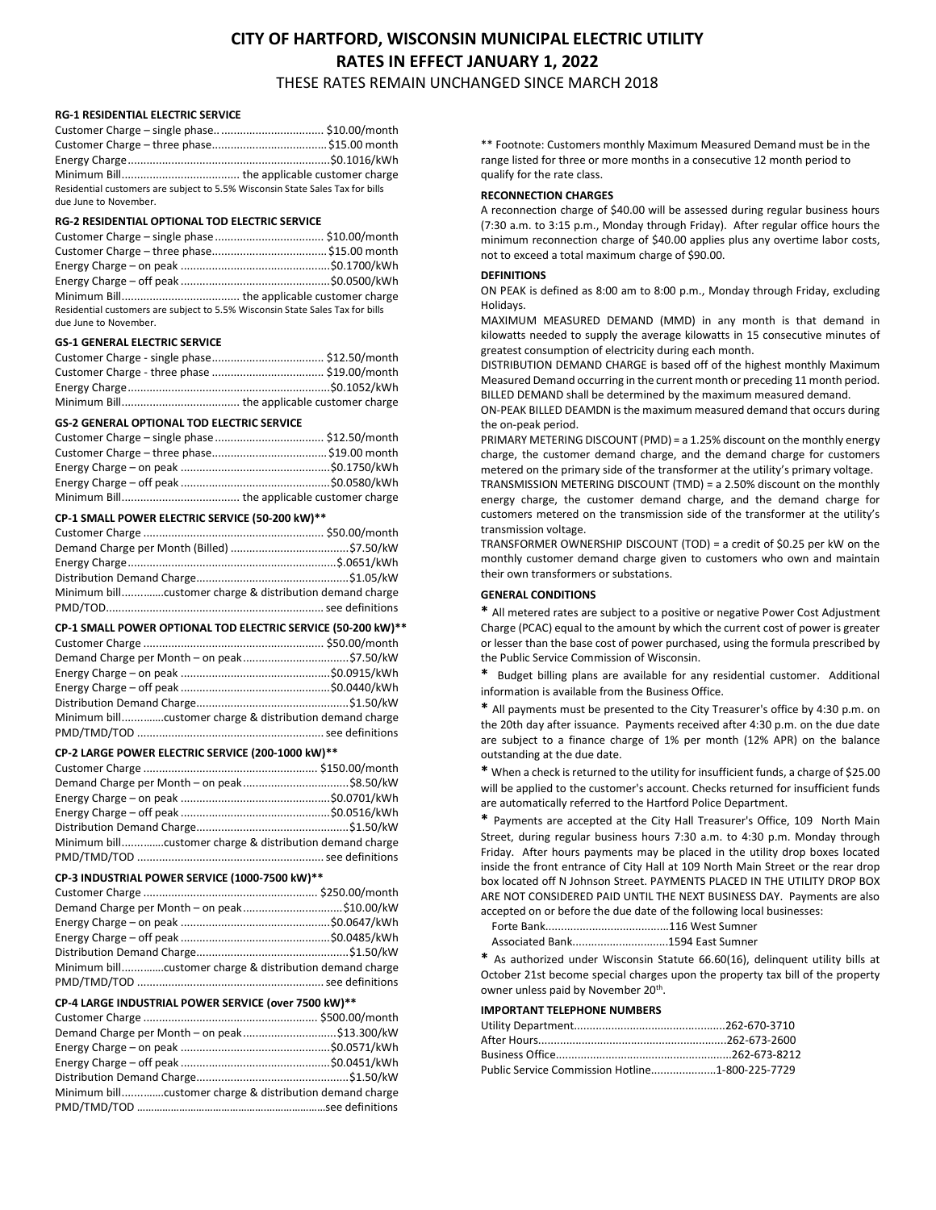# CITY OF HARTFORD, WISCONSIN MUNICIPAL ELECTRIC UTILITY
# RATES IN EFFECT JANUARY 1, 2022

THESE RATES REMAIN UNCHANGED SINCE MARCH 2018

### RG-1 RESIDENTIAL ELECTRIC SERVICE

Customer Charge – single phase.. ................................ $10.00/month
Customer Charge – three phase.................................... $15.00 month
Energy Charge...............................................................$0.1016/kWh
Minimum Bill..................................... the applicable customer charge
Residential customers are subject to 5.5% Wisconsin State Sales Tax for bills due June to November.

### RG-2 RESIDENTIAL OPTIONAL TOD ELECTRIC SERVICE

Customer Charge – single phase .................................. $10.00/month
Customer Charge – three phase.................................... $15.00 month
Energy Charge – on peak ...............................................$0.1700/kWh
Energy Charge – off peak ...............................................$0.0500/kWh
Minimum Bill..................................... the applicable customer charge
Residential customers are subject to 5.5% Wisconsin State Sales Tax for bills due June to November.

### GS-1 GENERAL ELECTRIC SERVICE

Customer Charge - single phase................................... $12.50/month
Customer Charge - three phase ................................... $19.00/month
Energy Charge...............................................................$0.1052/kWh
Minimum Bill..................................... the applicable customer charge

### GS-2 GENERAL OPTIONAL TOD ELECTRIC SERVICE

Customer Charge – single phase .................................. $12.50/month
Customer Charge – three phase.................................... $19.00 month
Energy Charge – on peak ...............................................$0.1750/kWh
Energy Charge – off peak ...............................................$0.0580/kWh
Minimum Bill..................................... the applicable customer charge

### CP-1 SMALL POWER ELECTRIC SERVICE (50-200 kW)**

Customer Charge ......................................................... $50.00/month
Demand Charge per Month (Billed) ....................................$7.50/kW
Energy Charge..................................................................$.0651/kWh
Distribution Demand Charge................................................$1.05/kW
Minimum bill..............customer charge & distribution demand charge
PMD/TOD..................................................................... see definitions

### CP-1 SMALL POWER OPTIONAL TOD ELECTRIC SERVICE (50-200 kW)**

Customer Charge ......................................................... $50.00/month
Demand Charge per Month – on peak.................................$7.50/kW
Energy Charge – on peak ...............................................$0.0915/kWh
Energy Charge – off peak ...............................................$0.0440/kWh
Distribution Demand Charge................................................$1.50/kW
Minimum bill..............customer charge & distribution demand charge
PMD/TMD/TOD ........................................................... see definitions

### CP-2 LARGE POWER ELECTRIC SERVICE (200-1000 kW)**

Customer Charge ....................................................... $150.00/month
Demand Charge per Month – on peak.................................$8.50/kW
Energy Charge – on peak ...............................................$0.0701/kWh
Energy Charge – off peak ...............................................$0.0516/kWh
Distribution Demand Charge................................................$1.50/kW
Minimum bill..............customer charge & distribution demand charge
PMD/TMD/TOD ........................................................... see definitions

### CP-3 INDUSTRIAL POWER SERVICE (1000-7500 kW)**

Customer Charge ....................................................... $250.00/month
Demand Charge per Month – on peak...............................$10.00/kW
Energy Charge – on peak ...............................................$0.0647/kWh
Energy Charge – off peak ...............................................$0.0485/kWh
Distribution Demand Charge................................................$1.50/kW
Minimum bill..............customer charge & distribution demand charge
PMD/TMD/TOD ........................................................... see definitions

### CP-4 LARGE INDUSTRIAL POWER SERVICE (over 7500 kW)**

Customer Charge ....................................................... $500.00/month
Demand Charge per Month – on peak.............................$13.300/kW
Energy Charge – on peak ...............................................$0.0571/kWh
Energy Charge – off peak ...............................................$0.0451/kWh
Distribution Demand Charge................................................$1.50/kW
Minimum bill..............customer charge & distribution demand charge
PMD/TMD/TOD .................................................................see definitions

** Footnote: Customers monthly Maximum Measured Demand must be in the range listed for three or more months in a consecutive 12 month period to qualify for the rate class.

### RECONNECTION CHARGES

A reconnection charge of $40.00 will be assessed during regular business hours (7:30 a.m. to 3:15 p.m., Monday through Friday). After regular office hours the minimum reconnection charge of $40.00 applies plus any overtime labor costs, not to exceed a total maximum charge of $90.00.

### DEFINITIONS

ON PEAK is defined as 8:00 am to 8:00 p.m., Monday through Friday, excluding Holidays.

MAXIMUM MEASURED DEMAND (MMD) in any month is that demand in kilowatts needed to supply the average kilowatts in 15 consecutive minutes of greatest consumption of electricity during each month.

DISTRIBUTION DEMAND CHARGE is based off of the highest monthly Maximum Measured Demand occurring in the current month or preceding 11 month period.

BILLED DEMAND shall be determined by the maximum measured demand.

ON-PEAK BILLED DEAMDN is the maximum measured demand that occurs during the on-peak period.

PRIMARY METERING DISCOUNT (PMD) = a 1.25% discount on the monthly energy charge, the customer demand charge, and the demand charge for customers metered on the primary side of the transformer at the utility's primary voltage.

TRANSMISSION METERING DISCOUNT (TMD) = a 2.50% discount on the monthly energy charge, the customer demand charge, and the demand charge for customers metered on the transmission side of the transformer at the utility's transmission voltage.

TRANSFORMER OWNERSHIP DISCOUNT (TOD) = a credit of $0.25 per kW on the monthly customer demand charge given to customers who own and maintain their own transformers or substations.

### GENERAL CONDITIONS

* All metered rates are subject to a positive or negative Power Cost Adjustment Charge (PCAC) equal to the amount by which the current cost of power is greater or lesser than the base cost of power purchased, using the formula prescribed by the Public Service Commission of Wisconsin.

* Budget billing plans are available for any residential customer. Additional information is available from the Business Office.

* All payments must be presented to the City Treasurer's office by 4:30 p.m. on the 20th day after issuance. Payments received after 4:30 p.m. on the due date are subject to a finance charge of 1% per month (12% APR) on the balance outstanding at the due date.

* When a check is returned to the utility for insufficient funds, a charge of $25.00 will be applied to the customer's account. Checks returned for insufficient funds are automatically referred to the Hartford Police Department.

* Payments are accepted at the City Hall Treasurer's Office, 109 North Main Street, during regular business hours 7:30 a.m. to 4:30 p.m. Monday through Friday. After hours payments may be placed in the utility drop boxes located inside the front entrance of City Hall at 109 North Main Street or the rear drop box located off N Johnson Street. PAYMENTS PLACED IN THE UTILITY DROP BOX ARE NOT CONSIDERED PAID UNTIL THE NEXT BUSINESS DAY. Payments are also accepted on or before the due date of the following local businesses:

Forte Bank........................................116 West Sumner
Associated Bank...............................1594 East Sumner

* As authorized under Wisconsin Statute 66.60(16), delinquent utility bills at October 21st become special charges upon the property tax bill of the property owner unless paid by November 20th.

### IMPORTANT TELEPHONE NUMBERS

Utility Department................................................262-670-3710
After Hours............................................................262-673-2600
Business Office.......................................................262-673-8212
Public Service Commission Hotline.....................1-800-225-7729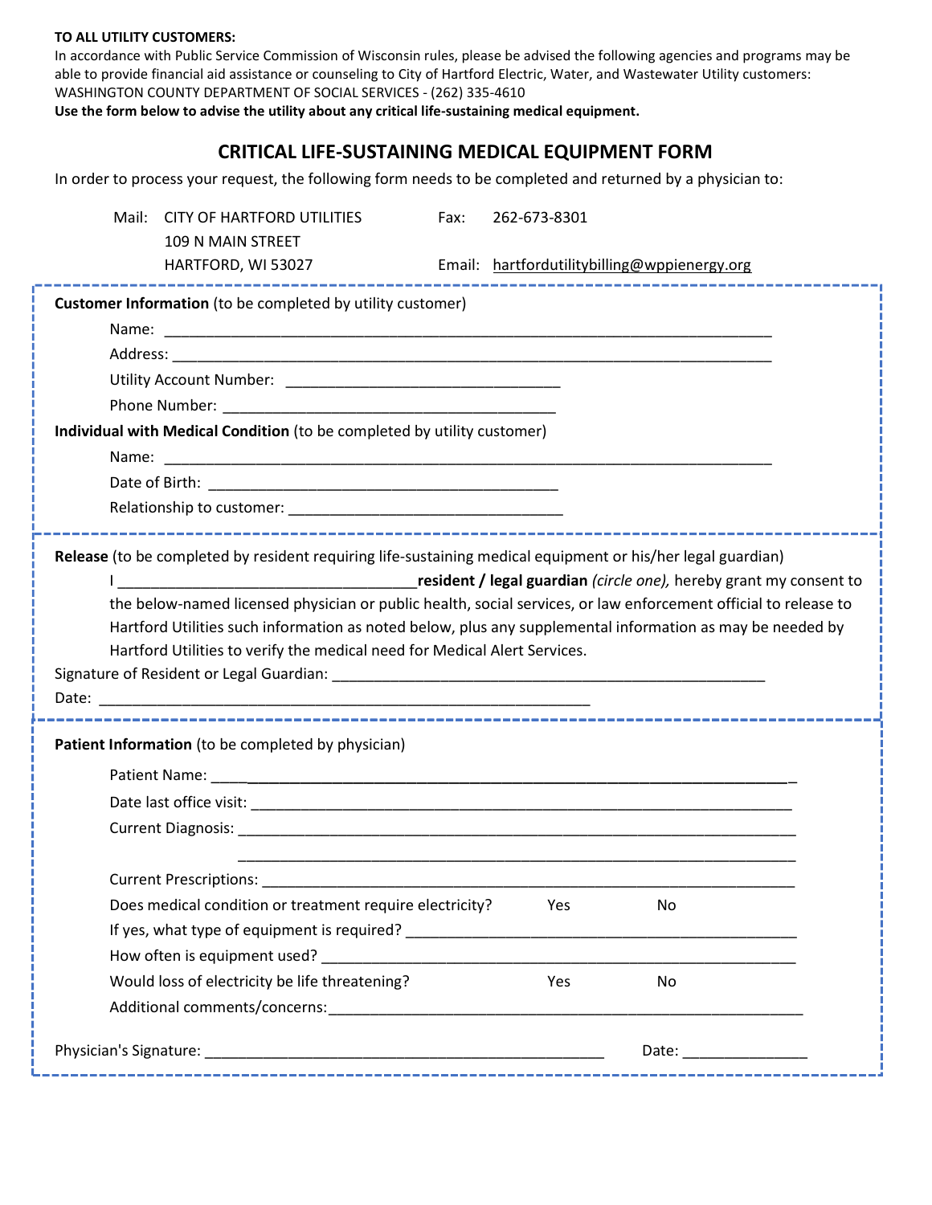**TO ALL UTILITY CUSTOMERS:**
In accordance with Public Service Commission of Wisconsin rules, please be advised the following agencies and programs may be able to provide financial aid assistance or counseling to City of Hartford Electric, Water, and Wastewater Utility customers: WASHINGTON COUNTY DEPARTMENT OF SOCIAL SERVICES - (262) 335-4610
**Use the form below to advise the utility about any critical life-sustaining medical equipment.**

## CRITICAL LIFE-SUSTAINING MEDICAL EQUIPMENT FORM

In order to process your request, the following form needs to be completed and returned by a physician to:

Mail: CITY OF HARTFORD UTILITIES
109 N MAIN STREET
HARTFORD, WI 53027

Fax: 262-673-8301

Email: hartfordutilitybilling@wppienergy.org

**Customer Information** (to be completed by utility customer)

Name: ____________________________________________

Address: ____________________________________________

Utility Account Number: ______________________________

Phone Number: ______________________________________

**Individual with Medical Condition** (to be completed by utility customer)

Name: ____________________________________________

Date of Birth: ______________________________________

Relationship to customer: ______________________________

**Release** (to be completed by resident requiring life-sustaining medical equipment or his/her legal guardian)

I ______________________________ **resident / legal guardian** *(circle one),* hereby grant my consent to the below-named licensed physician or public health, social services, or law enforcement official to release to Hartford Utilities such information as noted below, plus any supplemental information as may be needed by Hartford Utilities to verify the medical need for Medical Alert Services.

Signature of Resident or Legal Guardian: ______________________________

Date: ____________________________________________

**Patient Information** (to be completed by physician)

Patient Name: ____________________________________________

Date last office visit: ______________________________________

Current Diagnosis: ____________________________________________

____________________________________________

Current Prescriptions: ______________________________________

Does medical condition or treatment require electricity? Yes No

If yes, what type of equipment is required? ______________________________

How often is equipment used? ______________________________________

Would loss of electricity be life threatening? Yes No

Additional comments/concerns: ______________________________________

Physician's Signature: ______________________________ Date: ______________